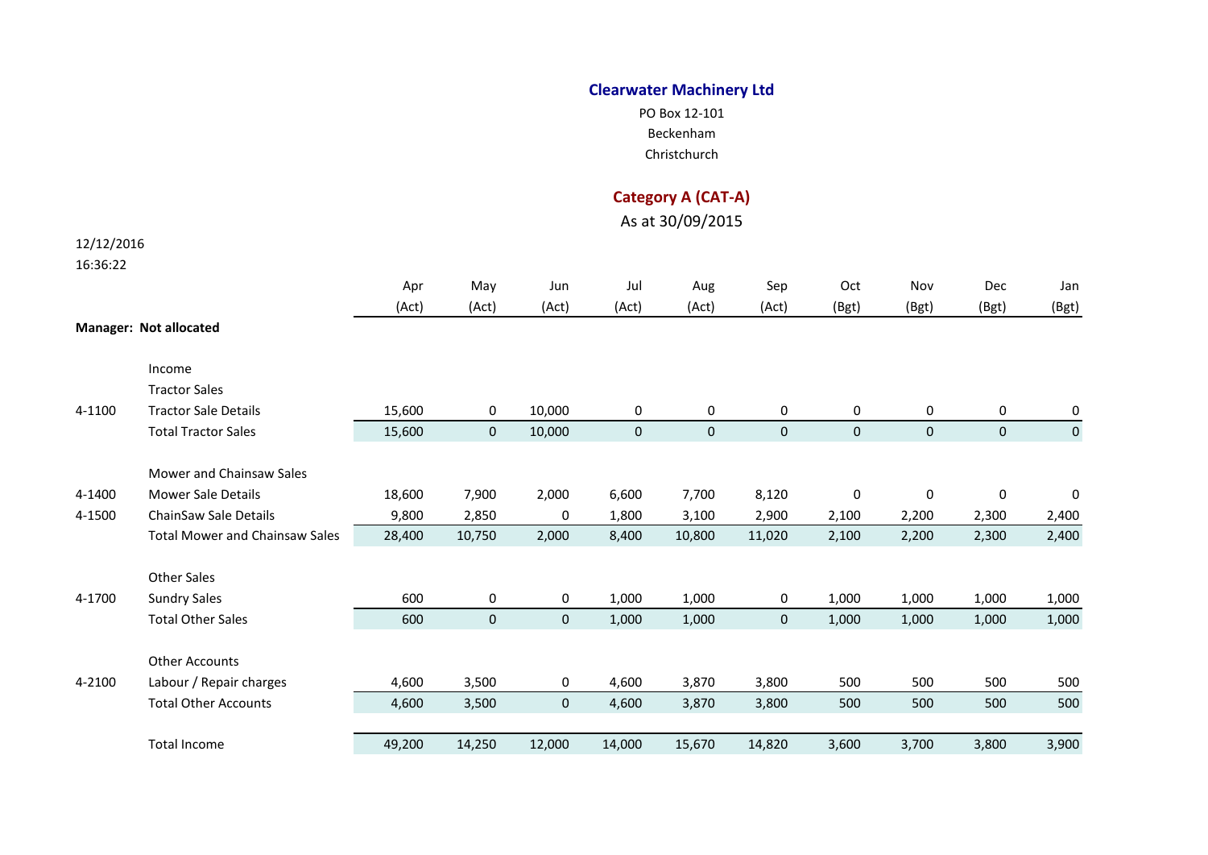# Clearwater Machinery Ltd

PO Box 12-101
Beckenham
Christchurch

## Category A (CAT-A)

As at 30/09/2015

12/12/2016
16:36:22

| | | Apr (Act) | May (Act) | Jun (Act) | Jul (Act) | Aug (Act) | Sep (Act) | Oct (Bgt) | Nov (Bgt) | Dec (Bgt) | Jan (Bgt) |
|---|---|---|---|---|---|---|---|---|---|---|---|
| **Manager: Not allocated** | | | | | | | | | | | |
| | Income | | | | | | | | | | |
| | Tractor Sales | | | | | | | | | | |
| 4-1100 | Tractor Sale Details | 15,600 | 0 | 10,000 | 0 | 0 | 0 | 0 | 0 | 0 | 0 |
| | Total Tractor Sales | 15,600 | 0 | 10,000 | 0 | 0 | 0 | 0 | 0 | 0 | 0 |
| | Mower and Chainsaw Sales | | | | | | | | | | |
| 4-1400 | Mower Sale Details | 18,600 | 7,900 | 2,000 | 6,600 | 7,700 | 8,120 | 0 | 0 | 0 | 0 |
| 4-1500 | ChainSaw Sale Details | 9,800 | 2,850 | 0 | 1,800 | 3,100 | 2,900 | 2,100 | 2,200 | 2,300 | 2,400 |
| | Total Mower and Chainsaw Sales | 28,400 | 10,750 | 2,000 | 8,400 | 10,800 | 11,020 | 2,100 | 2,200 | 2,300 | 2,400 |
| | Other Sales | | | | | | | | | | |
| 4-1700 | Sundry Sales | 600 | 0 | 0 | 1,000 | 1,000 | 0 | 1,000 | 1,000 | 1,000 | 1,000 |
| | Total Other Sales | 600 | 0 | 0 | 1,000 | 1,000 | 0 | 1,000 | 1,000 | 1,000 | 1,000 |
| | Other Accounts | | | | | | | | | | |
| 4-2100 | Labour / Repair charges | 4,600 | 3,500 | 0 | 4,600 | 3,870 | 3,800 | 500 | 500 | 500 | 500 |
| | Total Other Accounts | 4,600 | 3,500 | 0 | 4,600 | 3,870 | 3,800 | 500 | 500 | 500 | 500 |
| | Total Income | 49,200 | 14,250 | 12,000 | 14,000 | 15,670 | 14,820 | 3,600 | 3,700 | 3,800 | 3,900 |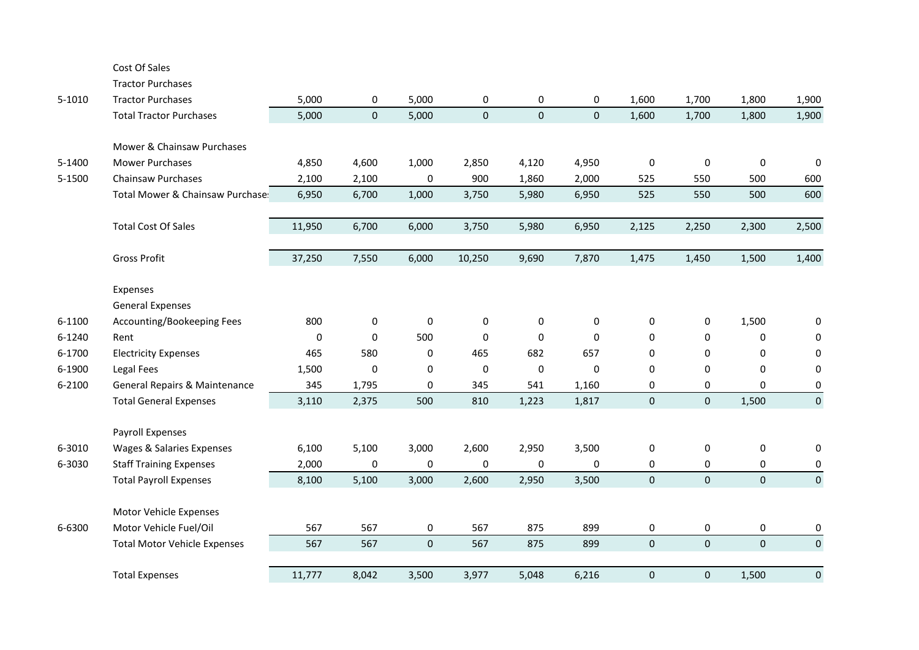| | | | | | | | | | | | |
|---|---|---|---|---|---|---|---|---|---|---|---|
| | Cost Of Sales | | | | | | | | | | |
| | Tractor Purchases | | | | | | | | | | |
| 5-1010 | Tractor Purchases | 5,000 | 0 | 5,000 | 0 | 0 | 0 | 1,600 | 1,700 | 1,800 | 1,900 |
| | Total Tractor Purchases | 5,000 | 0 | 5,000 | 0 | 0 | 0 | 1,600 | 1,700 | 1,800 | 1,900 |
| | | | | | | | | | | | |
| | Mower & Chainsaw Purchases | | | | | | | | | | |
| 5-1400 | Mower Purchases | 4,850 | 4,600 | 1,000 | 2,850 | 4,120 | 4,950 | 0 | 0 | 0 | 0 |
| 5-1500 | Chainsaw Purchases | 2,100 | 2,100 | 0 | 900 | 1,860 | 2,000 | 525 | 550 | 500 | 600 |
| | Total Mower & Chainsaw Purchase: | 6,950 | 6,700 | 1,000 | 3,750 | 5,980 | 6,950 | 525 | 550 | 500 | 600 |
| | | | | | | | | | | | |
| | Total Cost Of Sales | 11,950 | 6,700 | 6,000 | 3,750 | 5,980 | 6,950 | 2,125 | 2,250 | 2,300 | 2,500 |
| | | | | | | | | | | | |
| | Gross Profit | 37,250 | 7,550 | 6,000 | 10,250 | 9,690 | 7,870 | 1,475 | 1,450 | 1,500 | 1,400 |
| | | | | | | | | | | | |
| | Expenses | | | | | | | | | | |
| | General Expenses | | | | | | | | | | |
| 6-1100 | Accounting/Bookeeping Fees | 800 | 0 | 0 | 0 | 0 | 0 | 0 | 0 | 1,500 | 0 |
| 6-1240 | Rent | 0 | 0 | 500 | 0 | 0 | 0 | 0 | 0 | 0 | 0 |
| 6-1700 | Electricity Expenses | 465 | 580 | 0 | 465 | 682 | 657 | 0 | 0 | 0 | 0 |
| 6-1900 | Legal Fees | 1,500 | 0 | 0 | 0 | 0 | 0 | 0 | 0 | 0 | 0 |
| 6-2100 | General Repairs & Maintenance | 345 | 1,795 | 0 | 345 | 541 | 1,160 | 0 | 0 | 0 | 0 |
| | Total General Expenses | 3,110 | 2,375 | 500 | 810 | 1,223 | 1,817 | 0 | 0 | 1,500 | 0 |
| | | | | | | | | | | | |
| | Payroll Expenses | | | | | | | | | | |
| 6-3010 | Wages & Salaries Expenses | 6,100 | 5,100 | 3,000 | 2,600 | 2,950 | 3,500 | 0 | 0 | 0 | 0 |
| 6-3030 | Staff Training Expenses | 2,000 | 0 | 0 | 0 | 0 | 0 | 0 | 0 | 0 | 0 |
| | Total Payroll Expenses | 8,100 | 5,100 | 3,000 | 2,600 | 2,950 | 3,500 | 0 | 0 | 0 | 0 |
| | | | | | | | | | | | |
| | Motor Vehicle Expenses | | | | | | | | | | |
| 6-6300 | Motor Vehicle Fuel/Oil | 567 | 567 | 0 | 567 | 875 | 899 | 0 | 0 | 0 | 0 |
| | Total Motor Vehicle Expenses | 567 | 567 | 0 | 567 | 875 | 899 | 0 | 0 | 0 | 0 |
| | | | | | | | | | | | |
| | Total Expenses | 11,777 | 8,042 | 3,500 | 3,977 | 5,048 | 6,216 | 0 | 0 | 1,500 | 0 |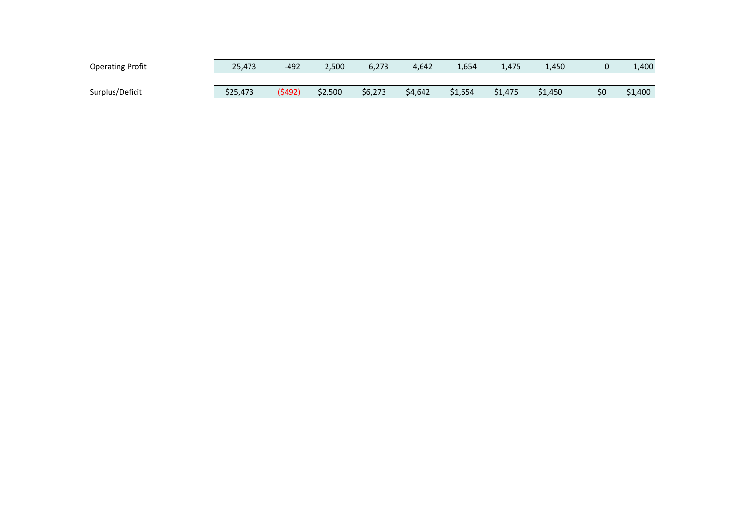| | | | | | | | | | | |
|---|---|---|---|---|---|---|---|---|---|---|
| Operating Profit | 25,473 | -492 | 2,500 | 6,273 | 4,642 | 1,654 | 1,475 | 1,450 | 0 | 1,400 |
| | | | | | | | | | | |
| Surplus/Deficit | $25,473 | ($492) | $2,500 | $6,273 | $4,642 | $1,654 | $1,475 | $1,450 | $0 | $1,400 |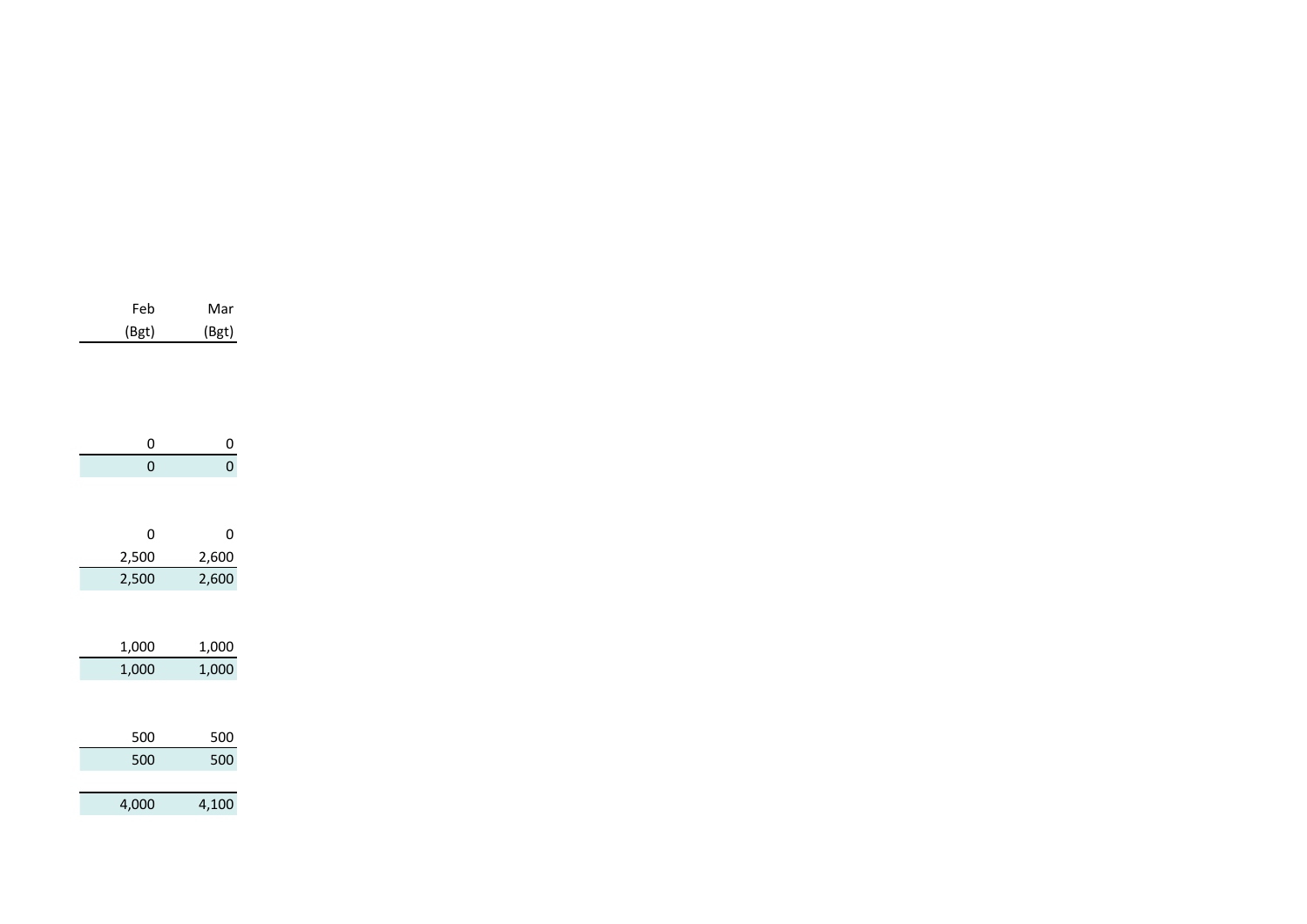| Feb (Bgt) | Mar (Bgt) |
|---|---|
| | |
| 0 | 0 |
| 0 | 0 |
| | |
| 0 | 0 |
| 2,500 | 2,600 |
| 2,500 | 2,600 |
| | |
| 1,000 | 1,000 |
| 1,000 | 1,000 |
| | |
| 500 | 500 |
| 500 | 500 |
| | |
| 4,000 | 4,100 |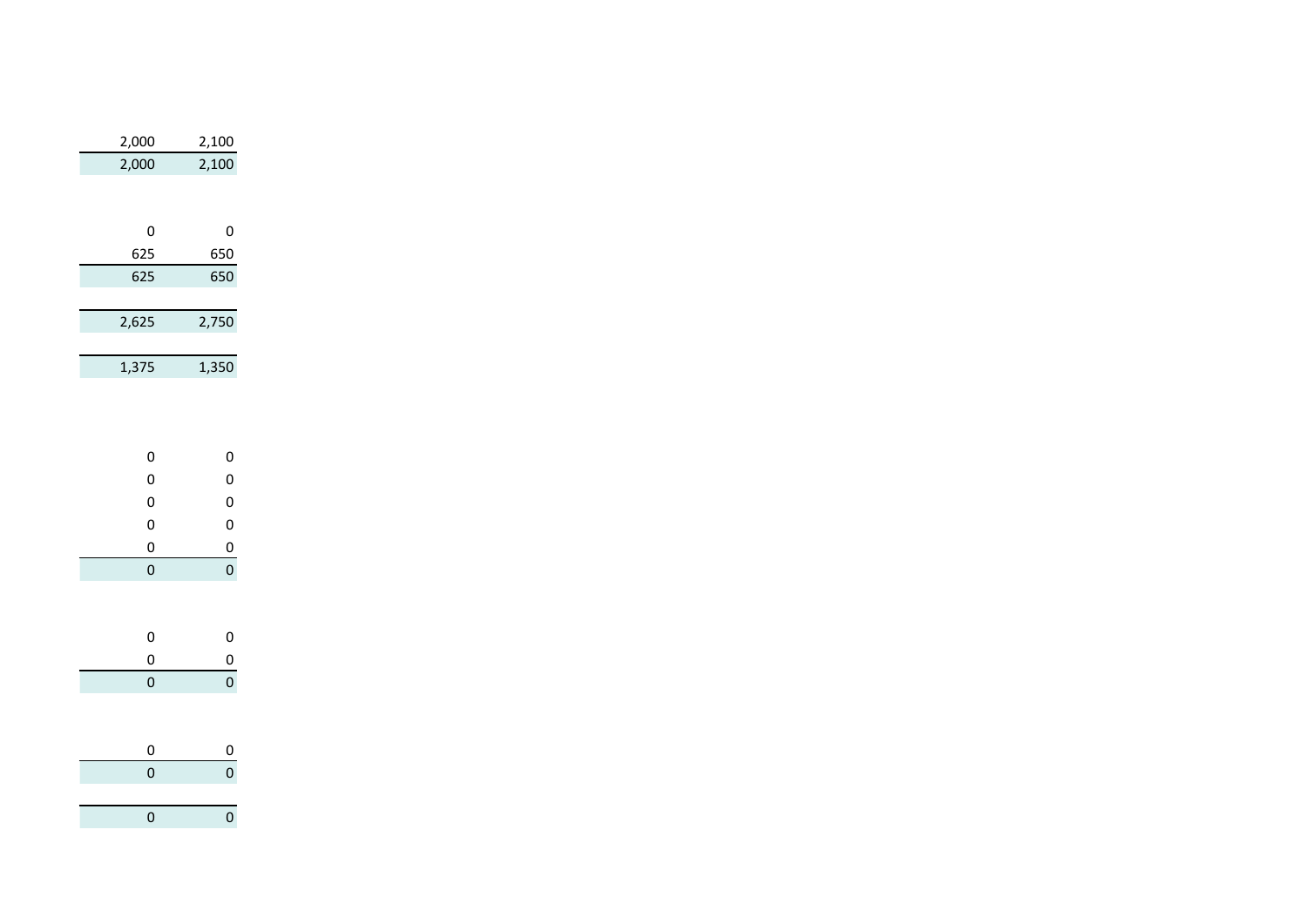| | |
|---:|---:|
| 2,000 | 2,100 |
| 2,000 | 2,100 |
| | |
| 0 | 0 |
| 625 | 650 |
| 625 | 650 |
| | |
| 2,625 | 2,750 |
| | |
| 1,375 | 1,350 |
| | |
| 0 | 0 |
| 0 | 0 |
| 0 | 0 |
| 0 | 0 |
| 0 | 0 |
| 0 | 0 |
| | |
| 0 | 0 |
| 0 | 0 |
| 0 | 0 |
| | |
| 0 | 0 |
| 0 | 0 |
| | |
| 0 | 0 |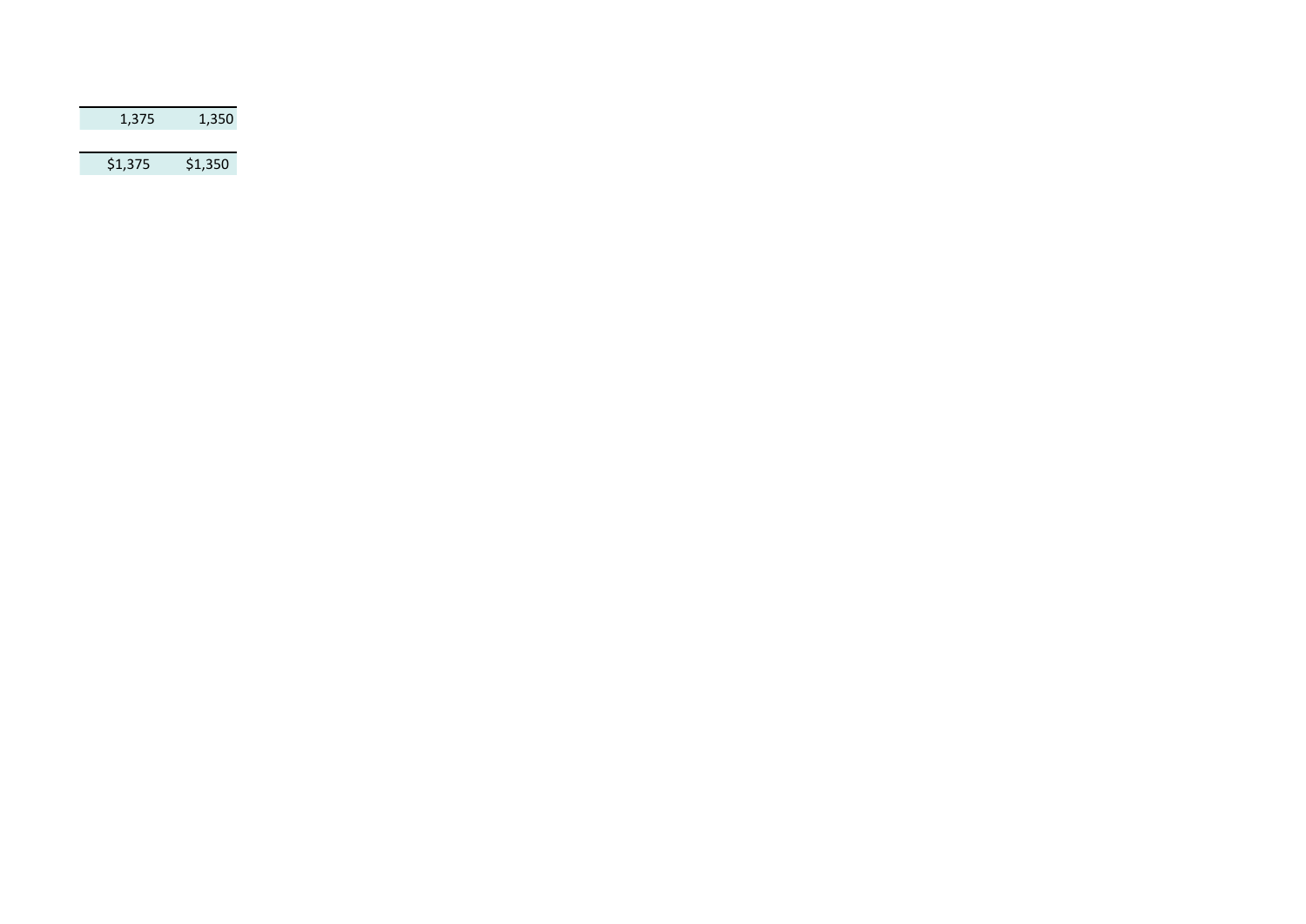| | |
|---|---|
| 1,375 | 1,350 |
| | |
| $1,375 | $1,350 |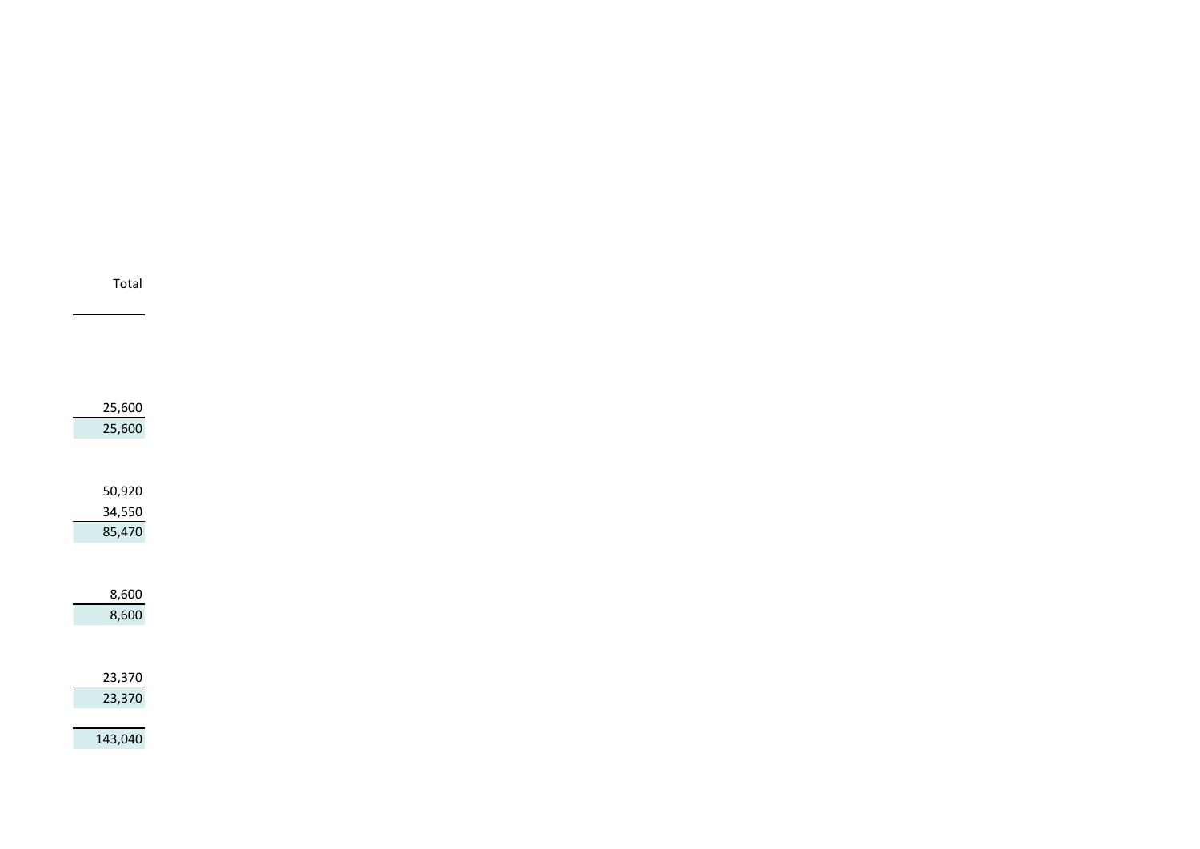| Total |
| ---: |
| |
| 25,600 |
| 25,600 |
| |
| 50,920 |
| 34,550 |
| 85,470 |
| |
| 8,600 |
| 8,600 |
| |
| 23,370 |
| 23,370 |
| |
| 143,040 |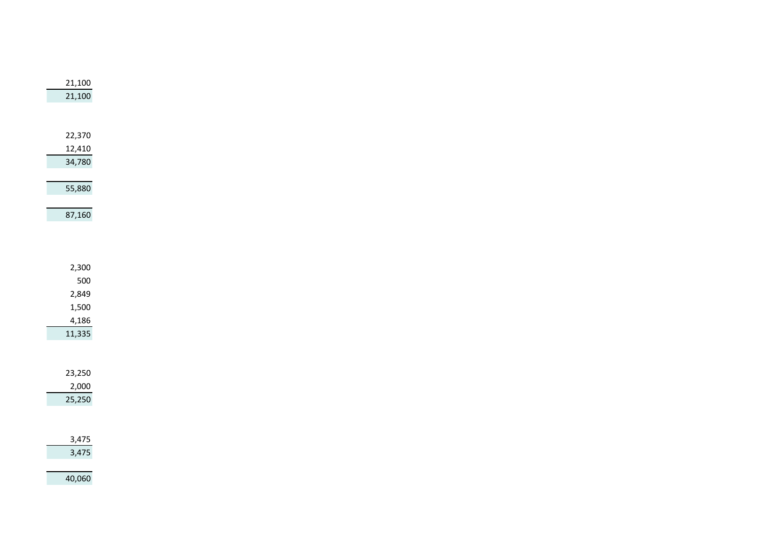| |
|---:|
| 21,100 |
| 21,100 |
| |
| 22,370 |
| 12,410 |
| 34,780 |
| |
| 55,880 |
| |
| 87,160 |
| |
| 2,300 |
| 500 |
| 2,849 |
| 1,500 |
| 4,186 |
| 11,335 |
| |
| 23,250 |
| 2,000 |
| 25,250 |
| |
| 3,475 |
| 3,475 |
| |
| 40,060 |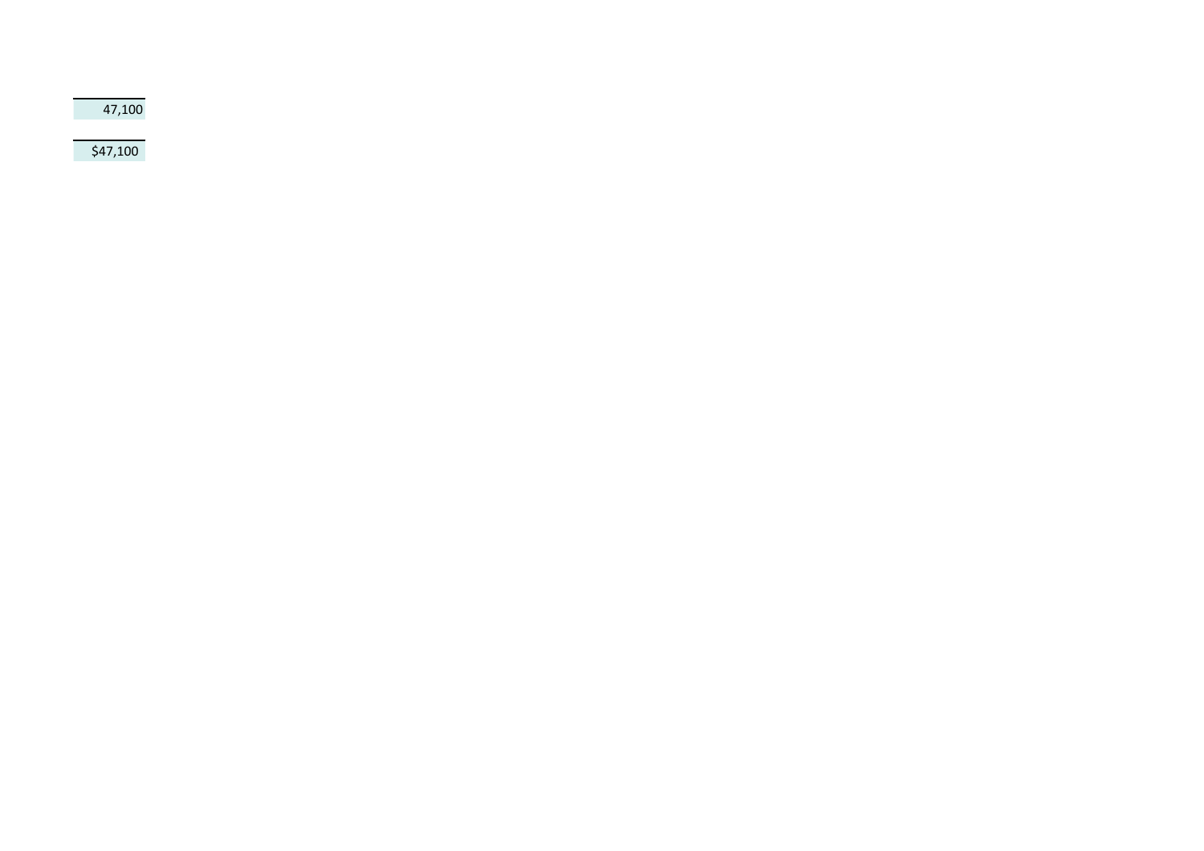47,100

$47,100